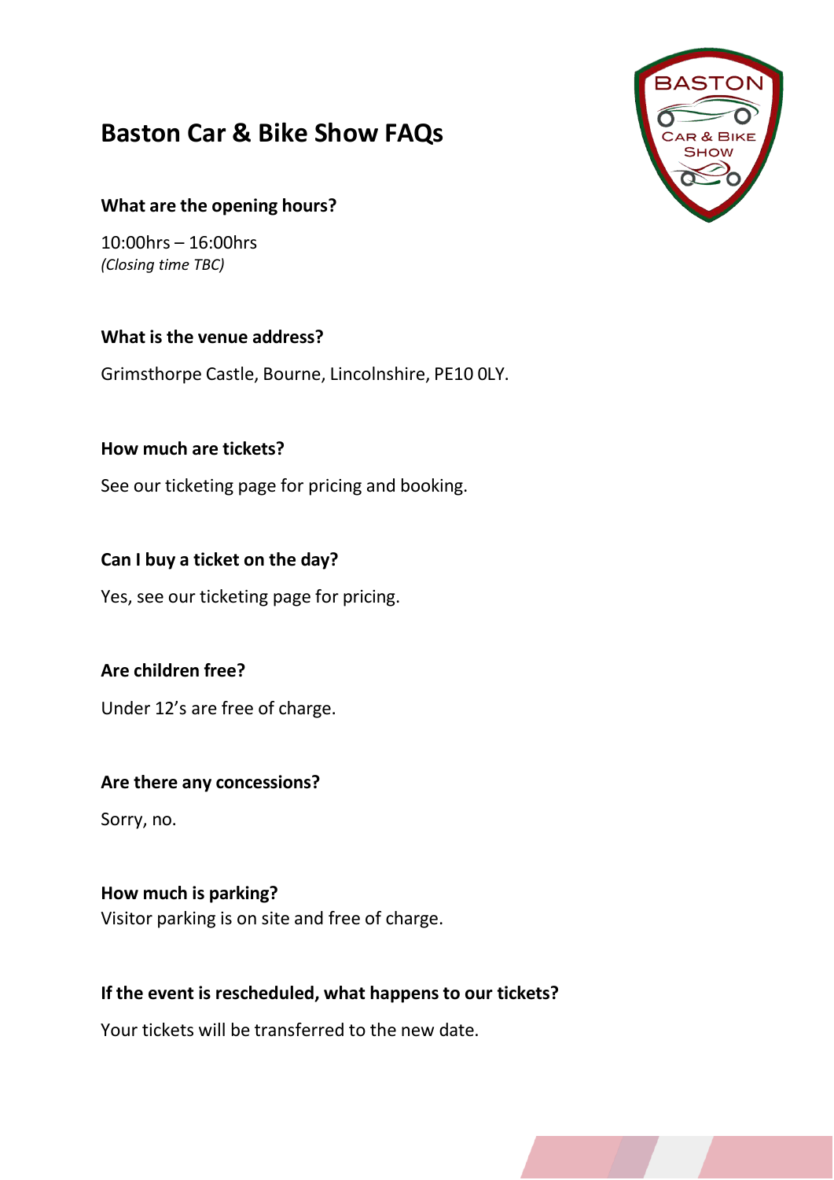# Baston Car & Bike Show FAQs

### What are the opening hours?

10:00hrs – 16:00hrs
*(Closing time TBC)*

### What is the venue address?

Grimsthorpe Castle, Bourne, Lincolnshire, PE10 0LY.

### How much are tickets?

See our ticketing page for pricing and booking.

### Can I buy a ticket on the day?

Yes, see our ticketing page for pricing.

### Are children free?

Under 12's are free of charge.

### Are there any concessions?

Sorry, no.

### How much is parking?

Visitor parking is on site and free of charge.

### If the event is rescheduled, what happens to our tickets?

Your tickets will be transferred to the new date.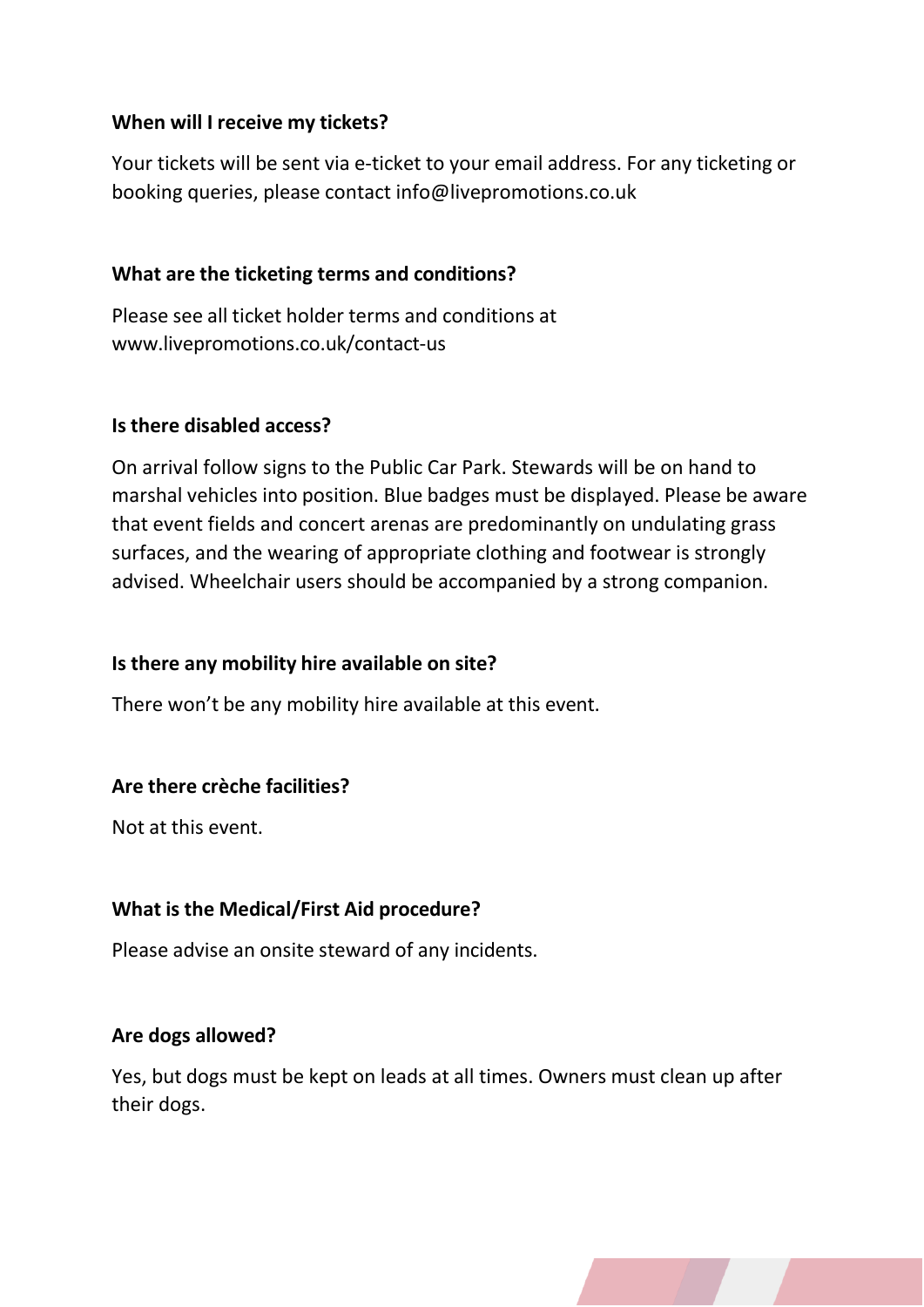**When will I receive my tickets?**

Your tickets will be sent via e-ticket to your email address. For any ticketing or booking queries, please contact info@livepromotions.co.uk

**What are the ticketing terms and conditions?**

Please see all ticket holder terms and conditions at www.livepromotions.co.uk/contact-us

**Is there disabled access?**

On arrival follow signs to the Public Car Park. Stewards will be on hand to marshal vehicles into position. Blue badges must be displayed. Please be aware that event fields and concert arenas are predominantly on undulating grass surfaces, and the wearing of appropriate clothing and footwear is strongly advised. Wheelchair users should be accompanied by a strong companion.

**Is there any mobility hire available on site?**

There won't be any mobility hire available at this event.

**Are there crèche facilities?**

Not at this event.

**What is the Medical/First Aid procedure?**

Please advise an onsite steward of any incidents.

**Are dogs allowed?**

Yes, but dogs must be kept on leads at all times. Owners must clean up after their dogs.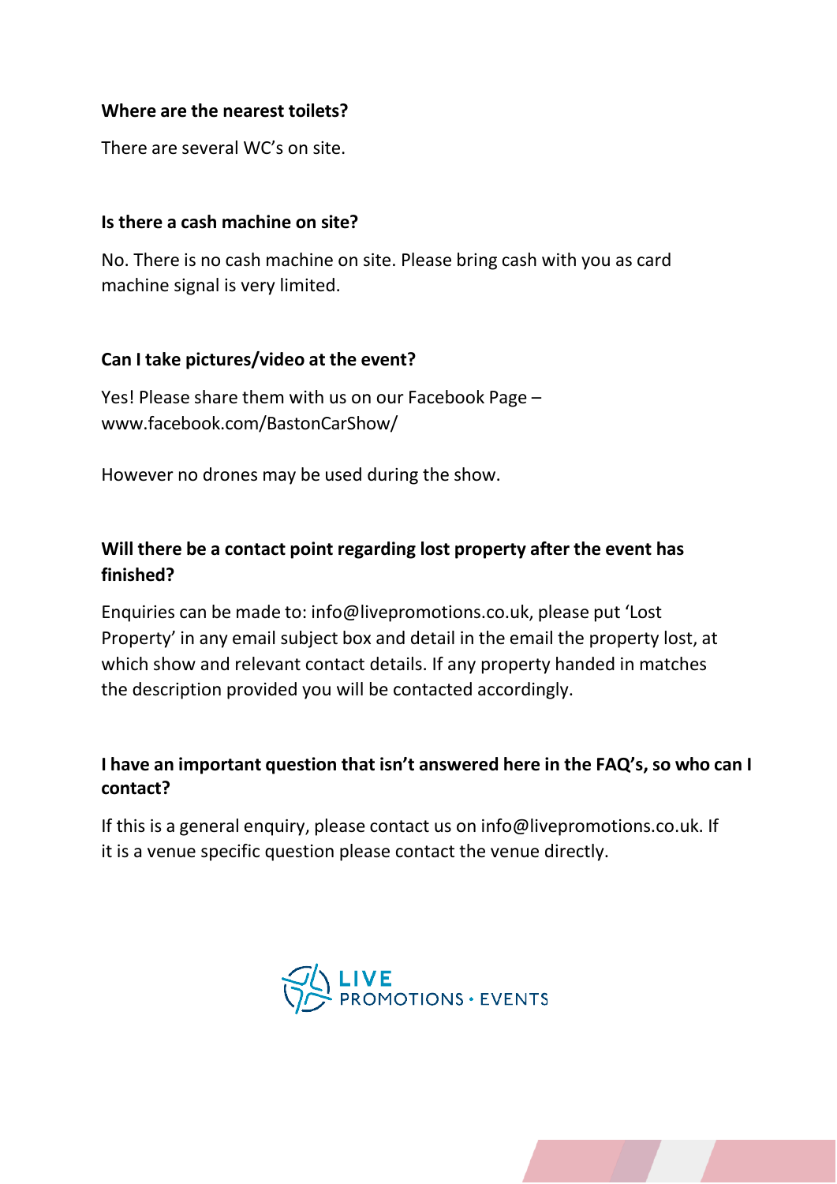**Where are the nearest toilets?**

There are several WC's on site.

**Is there a cash machine on site?**

No. There is no cash machine on site. Please bring cash with you as card machine signal is very limited.

**Can I take pictures/video at the event?**

Yes! Please share them with us on our Facebook Page – www.facebook.com/BastonCarShow/

However no drones may be used during the show.

**Will there be a contact point regarding lost property after the event has finished?**

Enquiries can be made to: info@livepromotions.co.uk, please put 'Lost Property' in any email subject box and detail in the email the property lost, at which show and relevant contact details. If any property handed in matches the description provided you will be contacted accordingly.

**I have an important question that isn't answered here in the FAQ's, so who can I contact?**

If this is a general enquiry, please contact us on info@livepromotions.co.uk. If it is a venue specific question please contact the venue directly.

LIVE PROMOTIONS • EVENTS